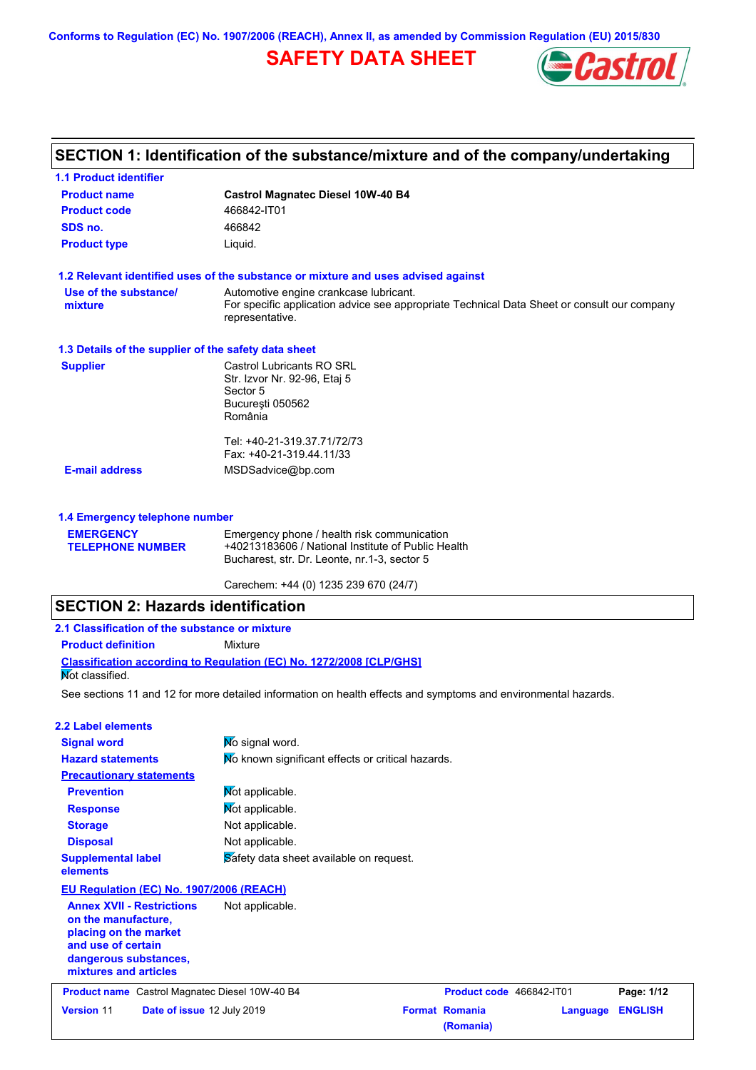Conforms to Regulation (EC) No. 1907/2006 (REACH), Annex II, as amended by Commission Regulation (EU) 2015/830

# SAFETY DATA SHEET

## SECTION 1: Identification of the substance/mixture and of the company/undertaking

### 1.1 Product identifier

| | |
|---|---|
| **Product name** | **Castrol Magnatec Diesel 10W-40 B4** |
| **Product code** | 466842-IT01 |
| **SDS no.** | 466842 |
| **Product type** | Liquid. |

### 1.2 Relevant identified uses of the substance or mixture and uses advised against

| | |
|---|---|
| **Use of the substance/ mixture** | Automotive engine crankcase lubricant. For specific application advice see appropriate Technical Data Sheet or consult our company representative. |

### 1.3 Details of the supplier of the safety data sheet

| | |
|---|---|
| **Supplier** | Castrol Lubricants RO SRL<br>Str. Izvor Nr. 92-96, Etaj 5<br>Sector 5<br>Bucureşti 050562<br>România<br><br>Tel: +40-21-319.37.71/72/73<br>Fax: +40-21-319.44.11/33 |
| **E-mail address** | MSDSadvice@bp.com |

### 1.4 Emergency telephone number

| | |
|---|---|
| **EMERGENCY TELEPHONE NUMBER** | Emergency phone / health risk communication<br>+40213183606 / National Institute of Public Health<br>Bucharest, str. Dr. Leonte, nr.1-3, sector 5<br><br>Carechem: +44 (0) 1235 239 670 (24/7) |

## SECTION 2: Hazards identification

### 2.1 Classification of the substance or mixture

**Product definition** Mixture

**Classification according to Regulation (EC) No. 1272/2008 [CLP/GHS]**

Not classified.

See sections 11 and 12 for more detailed information on health effects and symptoms and environmental hazards.

### 2.2 Label elements

| | |
|---|---|
| **Signal word** | No signal word. |
| **Hazard statements** | No known significant effects or critical hazards. |
| **Precautionary statements** | |
| **Prevention** | Not applicable. |
| **Response** | Not applicable. |
| **Storage** | Not applicable. |
| **Disposal** | Not applicable. |
| **Supplemental label elements** | Safety data sheet available on request. |

**EU Regulation (EC) No. 1907/2006 (REACH)**

| | |
|---|---|
| **Annex XVII - Restrictions on the manufacture, placing on the market and use of certain dangerous substances, mixtures and articles** | Not applicable. |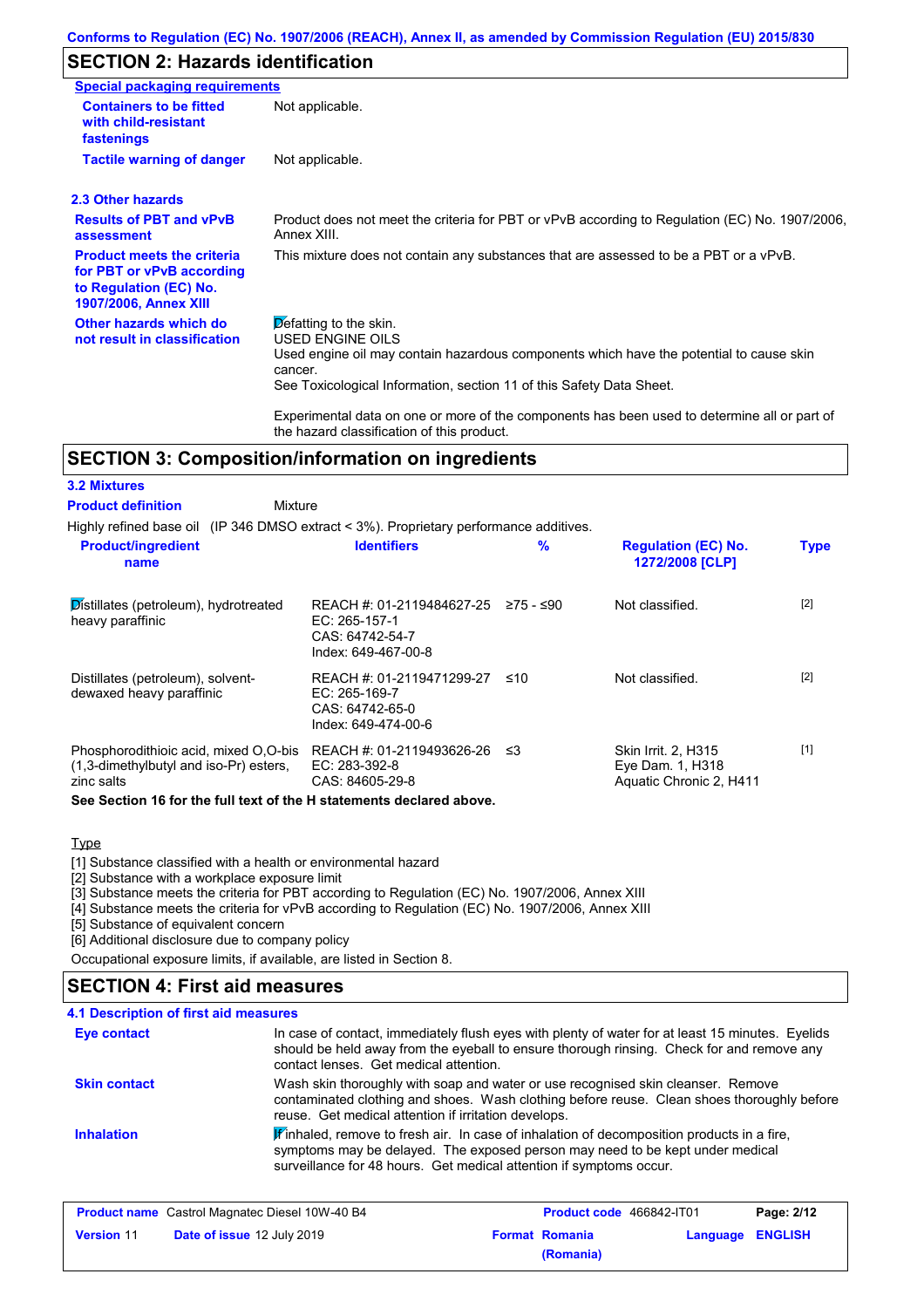## SECTION 2: Hazards identification

**Special packaging requirements**

| | |
|---|---|
| **Containers to be fitted with child-resistant fastenings** | Not applicable. |
| **Tactile warning of danger** | Not applicable. |

### 2.3 Other hazards

| | |
|---|---|
| **Results of PBT and vPvB assessment** | Product does not meet the criteria for PBT or vPvB according to Regulation (EC) No. 1907/2006, Annex XIII. |
| **Product meets the criteria for PBT or vPvB according to Regulation (EC) No. 1907/2006, Annex XIII** | This mixture does not contain any substances that are assessed to be a PBT or a vPvB. |
| **Other hazards which do not result in classification** | Defatting to the skin.<br>USED ENGINE OILS<br>Used engine oil may contain hazardous components which have the potential to cause skin cancer.<br>See Toxicological Information, section 11 of this Safety Data Sheet.<br><br>Experimental data on one or more of the components has been used to determine all or part of the hazard classification of this product. |

## SECTION 3: Composition/information on ingredients

### 3.2 Mixtures

**Product definition** Mixture

Highly refined base oil (IP 346 DMSO extract < 3%). Proprietary performance additives.

| Product/ingredient name | Identifiers | % | Regulation (EC) No. 1272/2008 [CLP] | Type |
|---|---|---|---|---|
| Distillates (petroleum), hydrotreated heavy paraffinic | REACH #: 01-2119484627-25<br>EC: 265-157-1<br>CAS: 64742-54-7<br>Index: 649-467-00-8 | ≥75 - ≤90 | Not classified. | [2] |
| Distillates (petroleum), solvent-dewaxed heavy paraffinic | REACH #: 01-2119471299-27<br>EC: 265-169-7<br>CAS: 64742-65-0<br>Index: 649-474-00-6 | ≤10 | Not classified. | [2] |
| Phosphorodithioic acid, mixed O,O-bis (1,3-dimethylbutyl and iso-Pr) esters, zinc salts | REACH #: 01-2119493626-26<br>EC: 283-392-8<br>CAS: 84605-29-8 | ≤3 | Skin Irrit. 2, H315<br>Eye Dam. 1, H318<br>Aquatic Chronic 2, H411 | [1] |

**See Section 16 for the full text of the H statements declared above.**

Type

[1] Substance classified with a health or environmental hazard
[2] Substance with a workplace exposure limit
[3] Substance meets the criteria for PBT according to Regulation (EC) No. 1907/2006, Annex XIII
[4] Substance meets the criteria for vPvB according to Regulation (EC) No. 1907/2006, Annex XIII
[5] Substance of equivalent concern
[6] Additional disclosure due to company policy

Occupational exposure limits, if available, are listed in Section 8.

## SECTION 4: First aid measures

### 4.1 Description of first aid measures

| | |
|---|---|
| **Eye contact** | In case of contact, immediately flush eyes with plenty of water for at least 15 minutes. Eyelids should be held away from the eyeball to ensure thorough rinsing. Check for and remove any contact lenses. Get medical attention. |
| **Skin contact** | Wash skin thoroughly with soap and water or use recognised skin cleanser. Remove contaminated clothing and shoes. Wash clothing before reuse. Clean shoes thoroughly before reuse. Get medical attention if irritation develops. |
| **Inhalation** | If inhaled, remove to fresh air. In case of inhalation of decomposition products in a fire, symptoms may be delayed. The exposed person may need to be kept under medical surveillance for 48 hours. Get medical attention if symptoms occur. |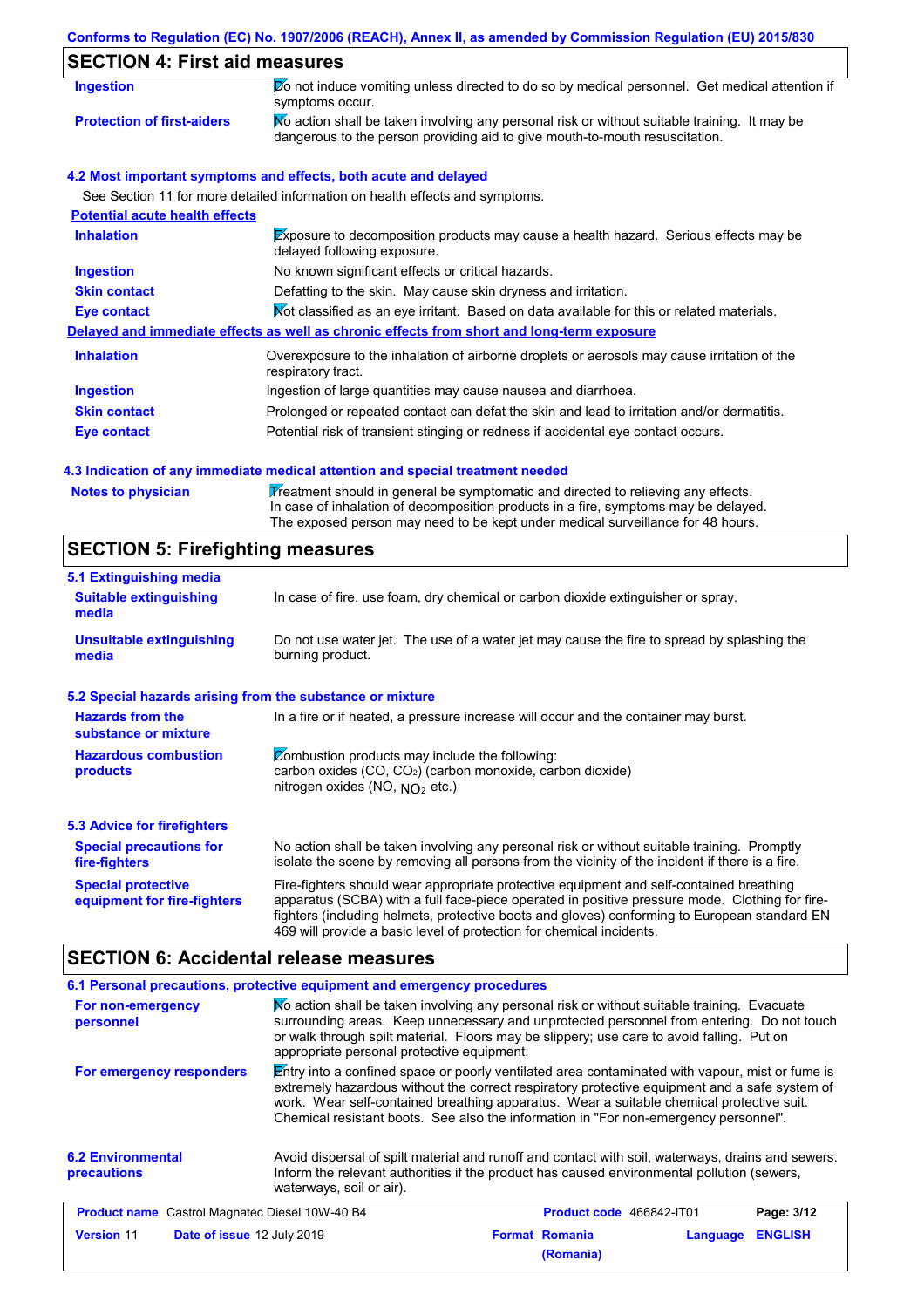## SECTION 4: First aid measures

| | |
|---|---|
| **Ingestion** | Do not induce vomiting unless directed to do so by medical personnel. Get medical attention if symptoms occur. |
| **Protection of first-aiders** | No action shall be taken involving any personal risk or without suitable training. It may be dangerous to the person providing aid to give mouth-to-mouth resuscitation. |

### 4.2 Most important symptoms and effects, both acute and delayed

See Section 11 for more detailed information on health effects and symptoms.

**Potential acute health effects**

| | |
|---|---|
| **Inhalation** | Exposure to decomposition products may cause a health hazard. Serious effects may be delayed following exposure. |
| **Ingestion** | No known significant effects or critical hazards. |
| **Skin contact** | Defatting to the skin. May cause skin dryness and irritation. |
| **Eye contact** | Not classified as an eye irritant. Based on data available for this or related materials. |

**Delayed and immediate effects as well as chronic effects from short and long-term exposure**

| | |
|---|---|
| **Inhalation** | Overexposure to the inhalation of airborne droplets or aerosols may cause irritation of the respiratory tract. |
| **Ingestion** | Ingestion of large quantities may cause nausea and diarrhoea. |
| **Skin contact** | Prolonged or repeated contact can defat the skin and lead to irritation and/or dermatitis. |
| **Eye contact** | Potential risk of transient stinging or redness if accidental eye contact occurs. |

### 4.3 Indication of any immediate medical attention and special treatment needed

| | |
|---|---|
| **Notes to physician** | Treatment should in general be symptomatic and directed to relieving any effects. In case of inhalation of decomposition products in a fire, symptoms may be delayed. The exposed person may need to be kept under medical surveillance for 48 hours. |

## SECTION 5: Firefighting measures

### 5.1 Extinguishing media

| | |
|---|---|
| **Suitable extinguishing media** | In case of fire, use foam, dry chemical or carbon dioxide extinguisher or spray. |
| **Unsuitable extinguishing media** | Do not use water jet. The use of a water jet may cause the fire to spread by splashing the burning product. |

### 5.2 Special hazards arising from the substance or mixture

| | |
|---|---|
| **Hazards from the substance or mixture** | In a fire or if heated, a pressure increase will occur and the container may burst. |
| **Hazardous combustion products** | Combustion products may include the following: carbon oxides (CO, $CO_2$) (carbon monoxide, carbon dioxide) nitrogen oxides (NO, $NO_2$ etc.) |

### 5.3 Advice for firefighters

| | |
|---|---|
| **Special precautions for fire-fighters** | No action shall be taken involving any personal risk or without suitable training. Promptly isolate the scene by removing all persons from the vicinity of the incident if there is a fire. |
| **Special protective equipment for fire-fighters** | Fire-fighters should wear appropriate protective equipment and self-contained breathing apparatus (SCBA) with a full face-piece operated in positive pressure mode. Clothing for fire-fighters (including helmets, protective boots and gloves) conforming to European standard EN 469 will provide a basic level of protection for chemical incidents. |

## SECTION 6: Accidental release measures

### 6.1 Personal precautions, protective equipment and emergency procedures

| | |
|---|---|
| **For non-emergency personnel** | No action shall be taken involving any personal risk or without suitable training. Evacuate surrounding areas. Keep unnecessary and unprotected personnel from entering. Do not touch or walk through spilt material. Floors may be slippery; use care to avoid falling. Put on appropriate personal protective equipment. |
| **For emergency responders** | Entry into a confined space or poorly ventilated area contaminated with vapour, mist or fume is extremely hazardous without the correct respiratory protective equipment and a safe system of work. Wear self-contained breathing apparatus. Wear a suitable chemical protective suit. Chemical resistant boots. See also the information in "For non-emergency personnel". |

| | |
|---|---|
| **6.2 Environmental precautions** | Avoid dispersal of spilt material and runoff and contact with soil, waterways, drains and sewers. Inform the relevant authorities if the product has caused environmental pollution (sewers, waterways, soil or air). |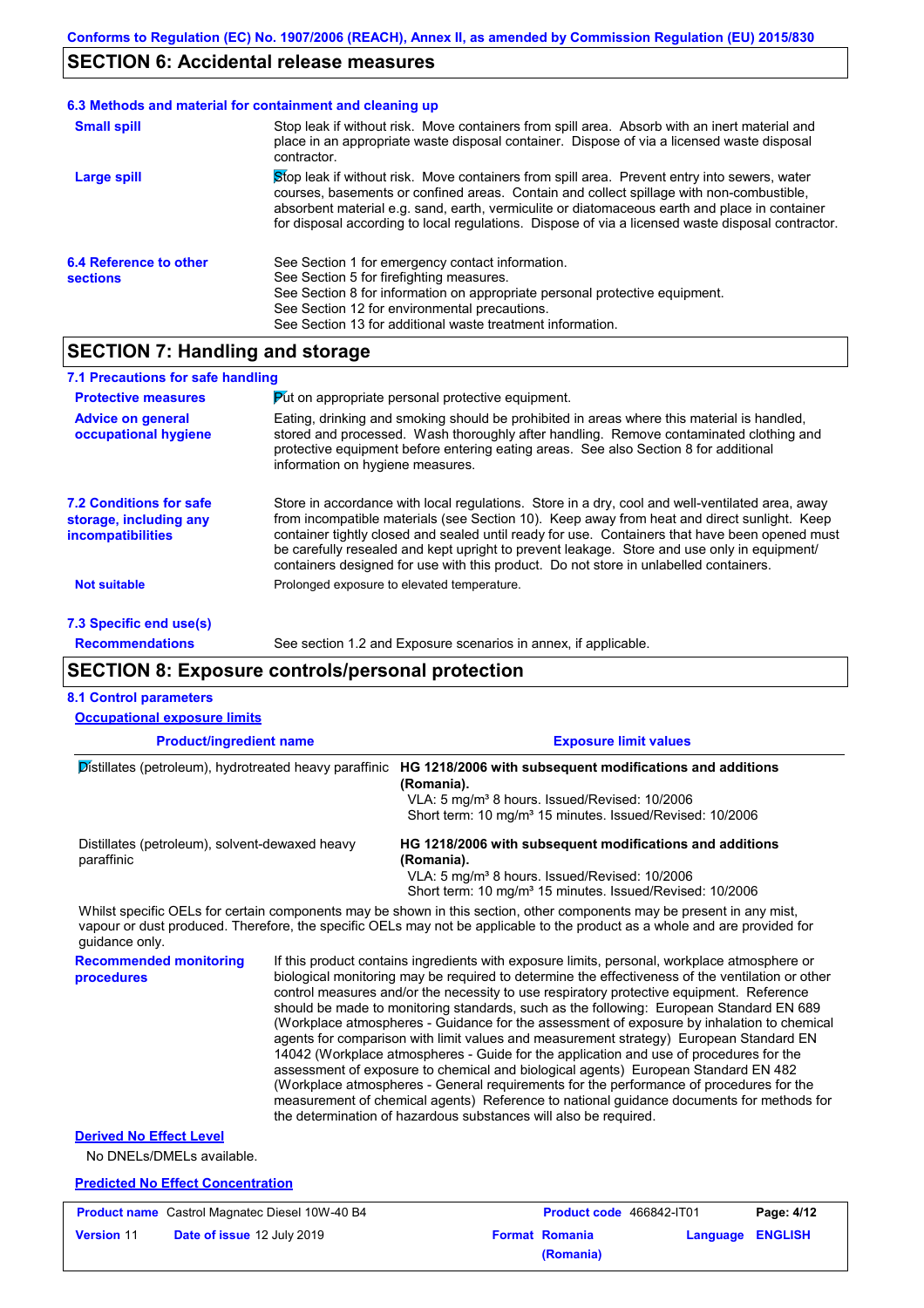## SECTION 6: Accidental release measures

### 6.3 Methods and material for containment and cleaning up

**Small spill**

Stop leak if without risk. Move containers from spill area. Absorb with an inert material and place in an appropriate waste disposal container. Dispose of via a licensed waste disposal contractor.

**Large spill**

Stop leak if without risk. Move containers from spill area. Prevent entry into sewers, water courses, basements or confined areas. Contain and collect spillage with non-combustible, absorbent material e.g. sand, earth, vermiculite or diatomaceous earth and place in container for disposal according to local regulations. Dispose of via a licensed waste disposal contractor.

### 6.4 Reference to other sections

See Section 1 for emergency contact information.
See Section 5 for firefighting measures.
See Section 8 for information on appropriate personal protective equipment.
See Section 12 for environmental precautions.
See Section 13 for additional waste treatment information.

## SECTION 7: Handling and storage

### 7.1 Precautions for safe handling

**Protective measures**

Put on appropriate personal protective equipment.

**Advice on general occupational hygiene**

Eating, drinking and smoking should be prohibited in areas where this material is handled, stored and processed. Wash thoroughly after handling. Remove contaminated clothing and protective equipment before entering eating areas. See also Section 8 for additional information on hygiene measures.

### 7.2 Conditions for safe storage, including any incompatibilities

Store in accordance with local regulations. Store in a dry, cool and well-ventilated area, away from incompatible materials (see Section 10). Keep away from heat and direct sunlight. Keep container tightly closed and sealed until ready for use. Containers that have been opened must be carefully resealed and kept upright to prevent leakage. Store and use only in equipment/ containers designed for use with this product. Do not store in unlabelled containers.

**Not suitable**

Prolonged exposure to elevated temperature.

### 7.3 Specific end use(s)

**Recommendations**

See section 1.2 and Exposure scenarios in annex, if applicable.

## SECTION 8: Exposure controls/personal protection

### 8.1 Control parameters

**Occupational exposure limits**

| Product/ingredient name | Exposure limit values |
|---|---|
| Distillates (petroleum), hydrotreated heavy paraffinic | **HG 1218/2006 with subsequent modifications and additions (Romania).**<br>VLA: 5 mg/m³ 8 hours. Issued/Revised: 10/2006<br>Short term: 10 mg/m³ 15 minutes. Issued/Revised: 10/2006 |
| Distillates (petroleum), solvent-dewaxed heavy paraffinic | **HG 1218/2006 with subsequent modifications and additions (Romania).**<br>VLA: 5 mg/m³ 8 hours. Issued/Revised: 10/2006<br>Short term: 10 mg/m³ 15 minutes. Issued/Revised: 10/2006 |

Whilst specific OELs for certain components may be shown in this section, other components may be present in any mist, vapour or dust produced. Therefore, the specific OELs may not be applicable to the product as a whole and are provided for guidance only.

**Recommended monitoring procedures**

If this product contains ingredients with exposure limits, personal, workplace atmosphere or biological monitoring may be required to determine the effectiveness of the ventilation or other control measures and/or the necessity to use respiratory protective equipment. Reference should be made to monitoring standards, such as the following: European Standard EN 689 (Workplace atmospheres - Guidance for the assessment of exposure by inhalation to chemical agents for comparison with limit values and measurement strategy) European Standard EN 14042 (Workplace atmospheres - Guide for the application and use of procedures for the assessment of exposure to chemical and biological agents) European Standard EN 482 (Workplace atmospheres - General requirements for the performance of procedures for the measurement of chemical agents) Reference to national guidance documents for methods for the determination of hazardous substances will also be required.

**Derived No Effect Level**

No DNELs/DMELs available.

**Predicted No Effect Concentration**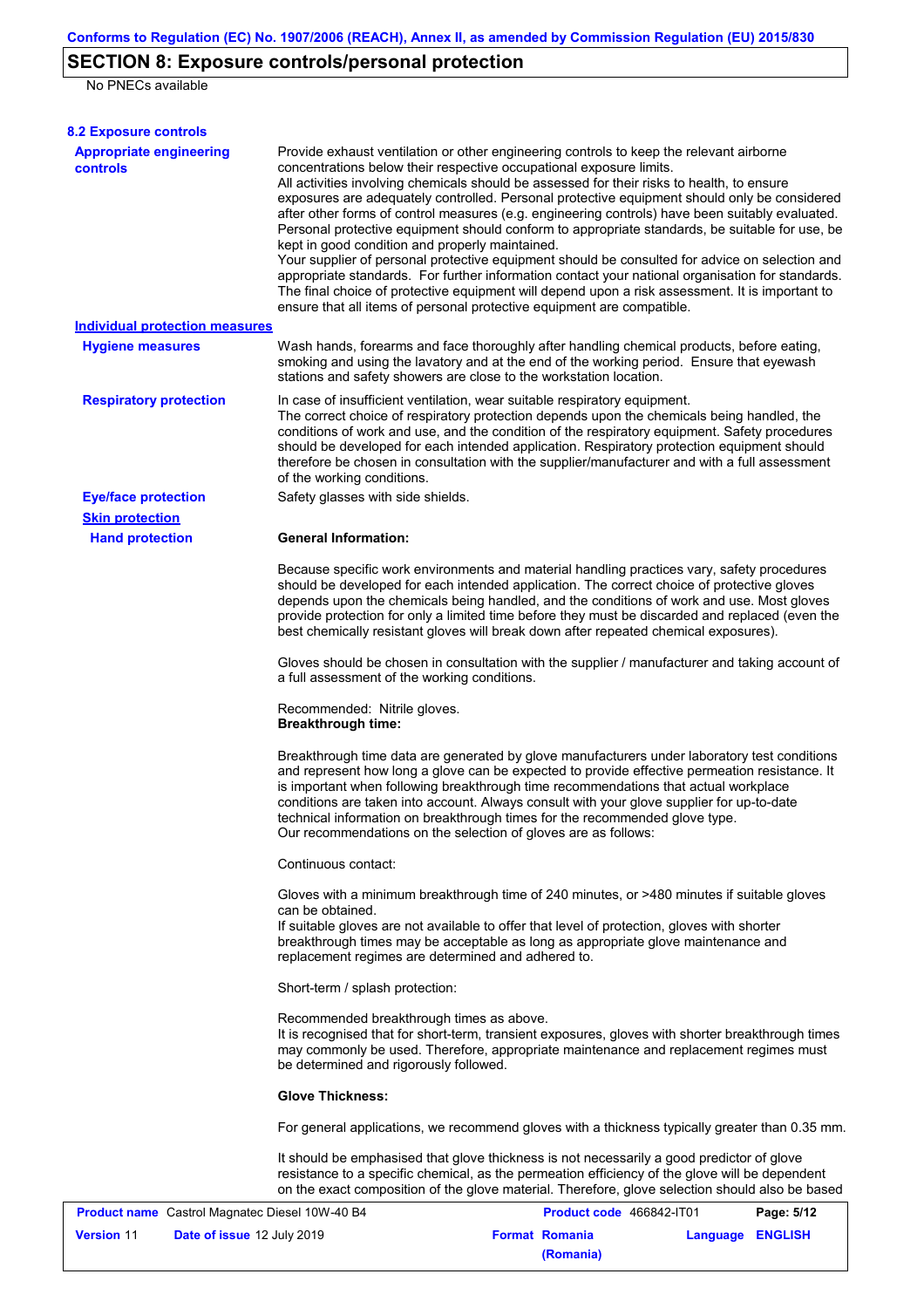## SECTION 8: Exposure controls/personal protection

No PNECs available

### 8.2 Exposure controls

**Appropriate engineering controls**

Provide exhaust ventilation or other engineering controls to keep the relevant airborne concentrations below their respective occupational exposure limits.
All activities involving chemicals should be assessed for their risks to health, to ensure exposures are adequately controlled. Personal protective equipment should only be considered after other forms of control measures (e.g. engineering controls) have been suitably evaluated. Personal protective equipment should conform to appropriate standards, be suitable for use, be kept in good condition and properly maintained.
Your supplier of personal protective equipment should be consulted for advice on selection and appropriate standards. For further information contact your national organisation for standards.
The final choice of protective equipment will depend upon a risk assessment. It is important to ensure that all items of personal protective equipment are compatible.

**Individual protection measures**

**Hygiene measures**

Wash hands, forearms and face thoroughly after handling chemical products, before eating, smoking and using the lavatory and at the end of the working period. Ensure that eyewash stations and safety showers are close to the workstation location.

**Respiratory protection**

In case of insufficient ventilation, wear suitable respiratory equipment.
The correct choice of respiratory protection depends upon the chemicals being handled, the conditions of work and use, and the condition of the respiratory equipment. Safety procedures should be developed for each intended application. Respiratory protection equipment should therefore be chosen in consultation with the supplier/manufacturer and with a full assessment of the working conditions.

**Eye/face protection**

Safety glasses with side shields.

**Skin protection**

**Hand protection**

**General Information:**

Because specific work environments and material handling practices vary, safety procedures should be developed for each intended application. The correct choice of protective gloves depends upon the chemicals being handled, and the conditions of work and use. Most gloves provide protection for only a limited time before they must be discarded and replaced (even the best chemically resistant gloves will break down after repeated chemical exposures).

Gloves should be chosen in consultation with the supplier / manufacturer and taking account of a full assessment of the working conditions.

Recommended: Nitrile gloves.
**Breakthrough time:**

Breakthrough time data are generated by glove manufacturers under laboratory test conditions and represent how long a glove can be expected to provide effective permeation resistance. It is important when following breakthrough time recommendations that actual workplace conditions are taken into account. Always consult with your glove supplier for up-to-date technical information on breakthrough times for the recommended glove type.
Our recommendations on the selection of gloves are as follows:

Continuous contact:

Gloves with a minimum breakthrough time of 240 minutes, or >480 minutes if suitable gloves can be obtained.
If suitable gloves are not available to offer that level of protection, gloves with shorter breakthrough times may be acceptable as long as appropriate glove maintenance and replacement regimes are determined and adhered to.

Short-term / splash protection:

Recommended breakthrough times as above.
It is recognised that for short-term, transient exposures, gloves with shorter breakthrough times may commonly be used. Therefore, appropriate maintenance and replacement regimes must be determined and rigorously followed.

**Glove Thickness:**

For general applications, we recommend gloves with a thickness typically greater than 0.35 mm.

It should be emphasised that glove thickness is not necessarily a good predictor of glove resistance to a specific chemical, as the permeation efficiency of the glove will be dependent on the exact composition of the glove material. Therefore, glove selection should also be based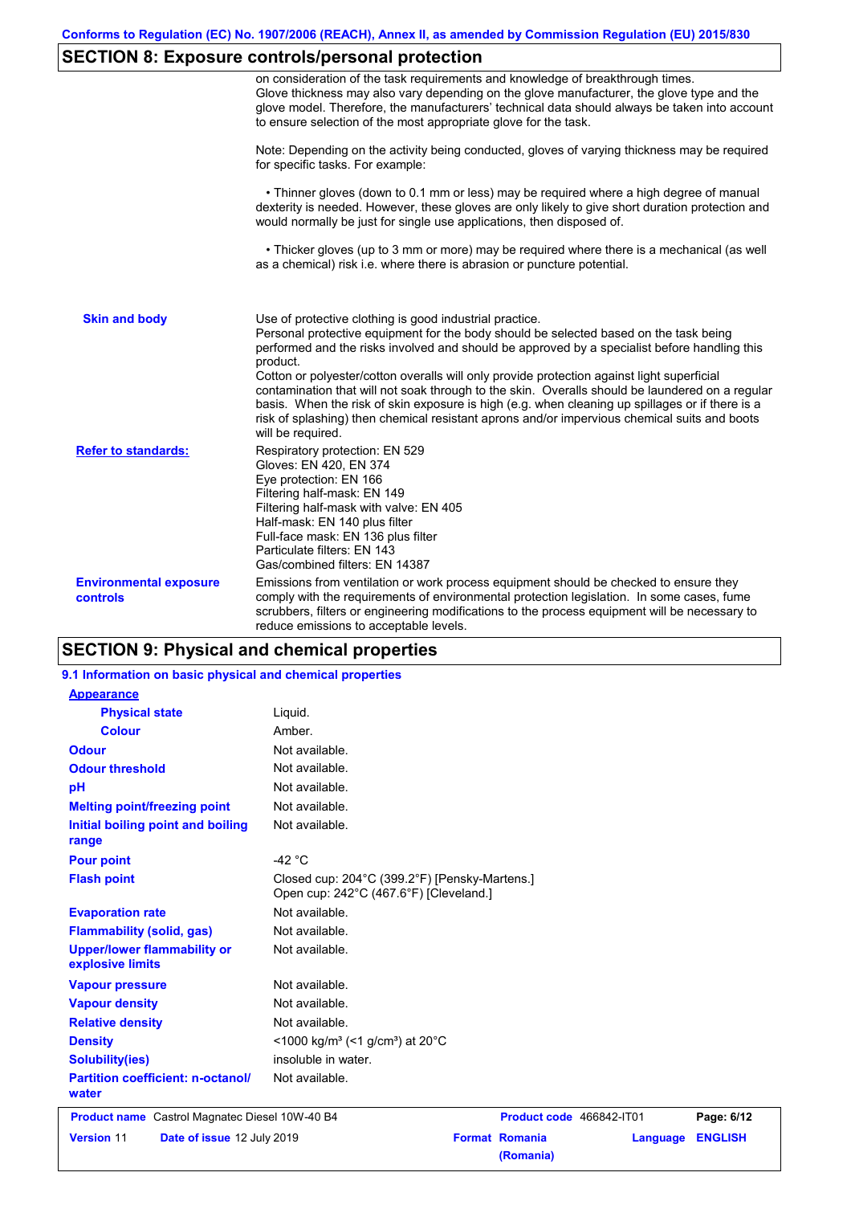## SECTION 8: Exposure controls/personal protection

on consideration of the task requirements and knowledge of breakthrough times.
Glove thickness may also vary depending on the glove manufacturer, the glove type and the glove model. Therefore, the manufacturers' technical data should always be taken into account to ensure selection of the most appropriate glove for the task.

Note: Depending on the activity being conducted, gloves of varying thickness may be required for specific tasks. For example:

• Thinner gloves (down to 0.1 mm or less) may be required where a high degree of manual dexterity is needed. However, these gloves are only likely to give short duration protection and would normally be just for single use applications, then disposed of.

• Thicker gloves (up to 3 mm or more) may be required where there is a mechanical (as well as a chemical) risk i.e. where there is abrasion or puncture potential.

**Skin and body**

Use of protective clothing is good industrial practice.
Personal protective equipment for the body should be selected based on the task being performed and the risks involved and should be approved by a specialist before handling this product.
Cotton or polyester/cotton overalls will only provide protection against light superficial contamination that will not soak through to the skin. Overalls should be laundered on a regular basis. When the risk of skin exposure is high (e.g. when cleaning up spillages or if there is a risk of splashing) then chemical resistant aprons and/or impervious chemical suits and boots will be required.

**Refer to standards:**

Respiratory protection: EN 529
Gloves: EN 420, EN 374
Eye protection: EN 166
Filtering half-mask: EN 149
Filtering half-mask with valve: EN 405
Half-mask: EN 140 plus filter
Full-face mask: EN 136 plus filter
Particulate filters: EN 143
Gas/combined filters: EN 14387

**Environmental exposure controls**

Emissions from ventilation or work process equipment should be checked to ensure they comply with the requirements of environmental protection legislation. In some cases, fume scrubbers, filters or engineering modifications to the process equipment will be necessary to reduce emissions to acceptable levels.

## SECTION 9: Physical and chemical properties

### 9.1 Information on basic physical and chemical properties

**Appearance**

| Property | Value |
|---|---|
| Physical state | Liquid. |
| Colour | Amber. |
| Odour | Not available. |
| Odour threshold | Not available. |
| pH | Not available. |
| Melting point/freezing point | Not available. |
| Initial boiling point and boiling range | Not available. |
| Pour point | -42 °C |
| Flash point | Closed cup: 204°C (399.2°F) [Pensky-Martens.]<br>Open cup: 242°C (467.6°F) [Cleveland.] |
| Evaporation rate | Not available. |
| Flammability (solid, gas) | Not available. |
| Upper/lower flammability or explosive limits | Not available. |
| Vapour pressure | Not available. |
| Vapour density | Not available. |
| Relative density | Not available. |
| Density | <1000 kg/m³ (<1 g/cm³) at 20°C |
| Solubility(ies) | insoluble in water. |
| Partition coefficient: n-octanol/water | Not available. |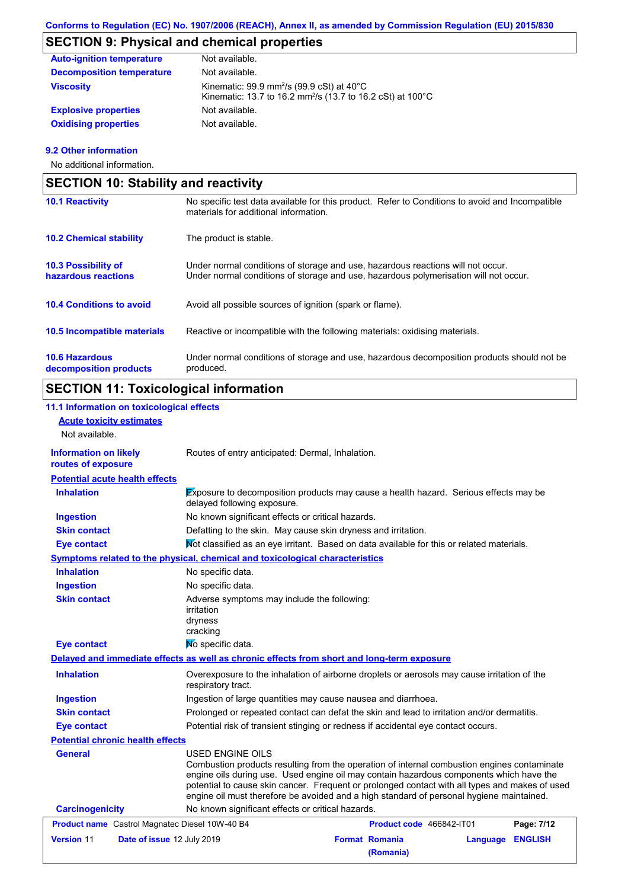Conforms to Regulation (EC) No. 1907/2006 (REACH), Annex II, as amended by Commission Regulation (EU) 2015/830

## SECTION 9: Physical and chemical properties

| | |
|---|---|
| **Auto-ignition temperature** | Not available. |
| **Decomposition temperature** | Not available. |
| **Viscosity** | Kinematic: 99.9 $mm^2/s$ (99.9 cSt) at 40°C<br>Kinematic: 13.7 to 16.2 $mm^2/s$ (13.7 to 16.2 cSt) at 100°C |
| **Explosive properties** | Not available. |
| **Oxidising properties** | Not available. |

**9.2 Other information**

No additional information.

## SECTION 10: Stability and reactivity

| | |
|---|---|
| **10.1 Reactivity** | No specific test data available for this product. Refer to Conditions to avoid and Incompatible materials for additional information. |
| **10.2 Chemical stability** | The product is stable. |
| **10.3 Possibility of hazardous reactions** | Under normal conditions of storage and use, hazardous reactions will not occur.<br>Under normal conditions of storage and use, hazardous polymerisation will not occur. |
| **10.4 Conditions to avoid** | Avoid all possible sources of ignition (spark or flame). |
| **10.5 Incompatible materials** | Reactive or incompatible with the following materials: oxidising materials. |
| **10.6 Hazardous decomposition products** | Under normal conditions of storage and use, hazardous decomposition products should not be produced. |

## SECTION 11: Toxicological information

**11.1 Information on toxicological effects**

**Acute toxicity estimates**

Not available.

| | |
|---|---|
| **Information on likely routes of exposure** | Routes of entry anticipated: Dermal, Inhalation. |

**Potential acute health effects**

| | |
|---|---|
| **Inhalation** | Exposure to decomposition products may cause a health hazard. Serious effects may be delayed following exposure. |
| **Ingestion** | No known significant effects or critical hazards. |
| **Skin contact** | Defatting to the skin. May cause skin dryness and irritation. |
| **Eye contact** | Not classified as an eye irritant. Based on data available for this or related materials. |

**Symptoms related to the physical, chemical and toxicological characteristics**

| | |
|---|---|
| **Inhalation** | No specific data. |
| **Ingestion** | No specific data. |
| **Skin contact** | Adverse symptoms may include the following:<br>irritation<br>dryness<br>cracking |
| **Eye contact** | No specific data. |

**Delayed and immediate effects as well as chronic effects from short and long-term exposure**

| | |
|---|---|
| **Inhalation** | Overexposure to the inhalation of airborne droplets or aerosols may cause irritation of the respiratory tract. |
| **Ingestion** | Ingestion of large quantities may cause nausea and diarrhoea. |
| **Skin contact** | Prolonged or repeated contact can defat the skin and lead to irritation and/or dermatitis. |
| **Eye contact** | Potential risk of transient stinging or redness if accidental eye contact occurs. |

**Potential chronic health effects**

| | |
|---|---|
| **General** | USED ENGINE OILS<br>Combustion products resulting from the operation of internal combustion engines contaminate engine oils during use. Used engine oil may contain hazardous components which have the potential to cause skin cancer. Frequent or prolonged contact with all types and makes of used engine oil must therefore be avoided and a high standard of personal hygiene maintained. |
| **Carcinogenicity** | No known significant effects or critical hazards. |

| | | | |
|---|---|---|---|
| **Product name** Castrol Magnatec Diesel 10W-40 B4 | | **Product code** 466842-IT01 | |
| **Version** 11 | **Date of issue** 12 July 2019 | **Format** Romania (Romania) | **Language** ENGLISH |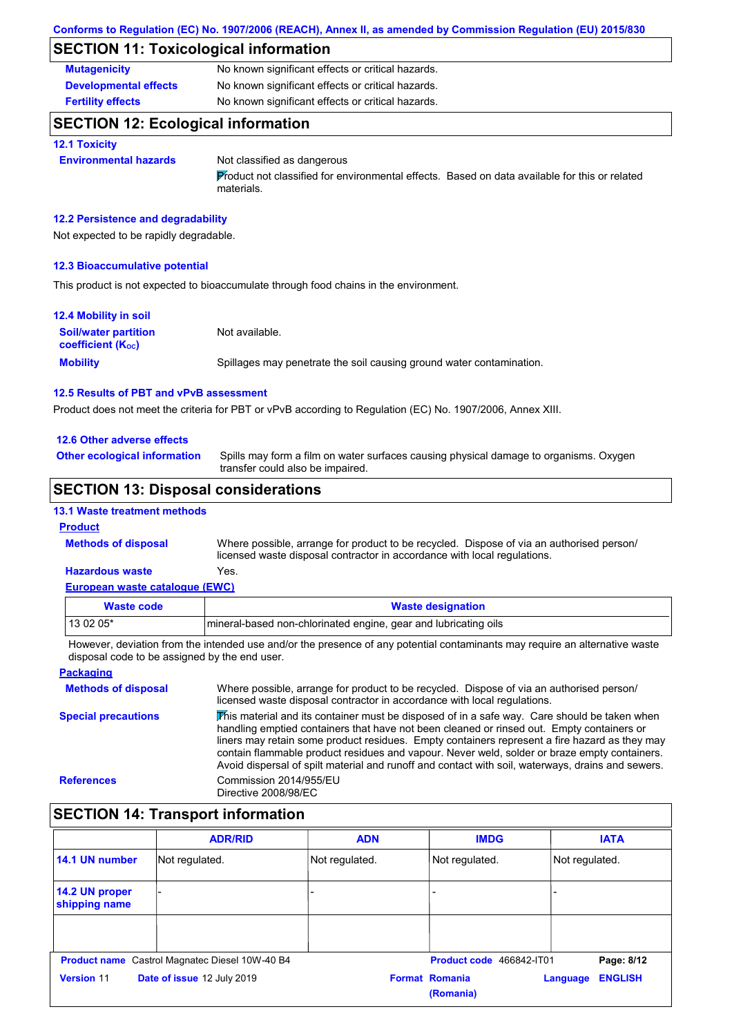Conforms to Regulation (EC) No. 1907/2006 (REACH), Annex II, as amended by Commission Regulation (EU) 2015/830

## SECTION 11: Toxicological information

**Mutagenicity** No known significant effects or critical hazards.

**Developmental effects** No known significant effects or critical hazards.

**Fertility effects** No known significant effects or critical hazards.

## SECTION 12: Ecological information

### 12.1 Toxicity

**Environmental hazards** Not classified as dangerous

Product not classified for environmental effects. Based on data available for this or related materials.

### 12.2 Persistence and degradability

Not expected to be rapidly degradable.

### 12.3 Bioaccumulative potential

This product is not expected to bioaccumulate through food chains in the environment.

### 12.4 Mobility in soil

**Soil/water partition coefficient ($K_{OC}$)** Not available.

**Mobility** Spillages may penetrate the soil causing ground water contamination.

### 12.5 Results of PBT and vPvB assessment

Product does not meet the criteria for PBT or vPvB according to Regulation (EC) No. 1907/2006, Annex XIII.

### 12.6 Other adverse effects

**Other ecological information** Spills may form a film on water surfaces causing physical damage to organisms. Oxygen transfer could also be impaired.

## SECTION 13: Disposal considerations

### 13.1 Waste treatment methods

**Product**

**Methods of disposal** Where possible, arrange for product to be recycled. Dispose of via an authorised person/ licensed waste disposal contractor in accordance with local regulations.

**Hazardous waste** Yes.

**European waste catalogue (EWC)**

| Waste code | Waste designation |
|---|---|
| 13 02 05* | mineral-based non-chlorinated engine, gear and lubricating oils |

However, deviation from the intended use and/or the presence of any potential contaminants may require an alternative waste disposal code to be assigned by the end user.

**Packaging**

**Methods of disposal** Where possible, arrange for product to be recycled. Dispose of via an authorised person/ licensed waste disposal contractor in accordance with local regulations.

**Special precautions** This material and its container must be disposed of in a safe way. Care should be taken when handling emptied containers that have not been cleaned or rinsed out. Empty containers or liners may retain some product residues. Empty containers represent a fire hazard as they may contain flammable product residues and vapour. Never weld, solder or braze empty containers. Avoid dispersal of spilt material and runoff and contact with soil, waterways, drains and sewers.

**References** Commission 2014/955/EU
Directive 2008/98/EC

## SECTION 14: Transport information

| | ADR/RID | ADN | IMDG | IATA |
|---|---|---|---|---|
| 14.1 UN number | Not regulated. | Not regulated. | Not regulated. | Not regulated. |
| 14.2 UN proper shipping name | - | - | - | - |
| | | | | |

**Product name** Castrol Magnatec Diesel 10W-40 B4 **Product code** 466842-IT01
**Version** 11 **Date of issue** 12 July 2019 **Format** Romania (Romania) **Language** ENGLISH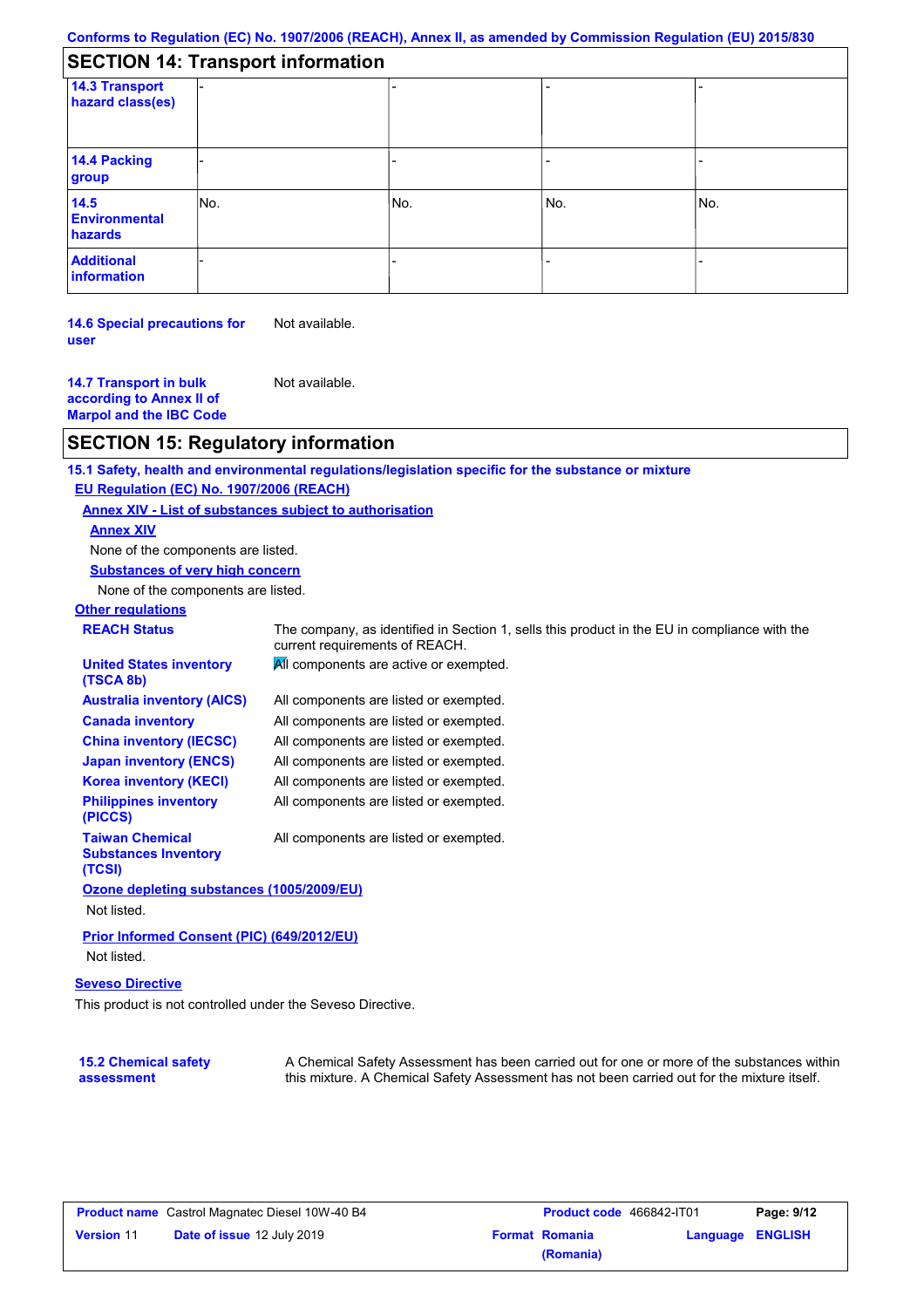## SECTION 14: Transport information

| | | | | |
|---|---|---|---|---|
| **14.3 Transport hazard class(es)** | - | - | - | - |
| **14.4 Packing group** | - | - | - | - |
| **14.5 Environmental hazards** | No. | No. | No. | No. |
| **Additional information** | - | - | - | - |

**14.6 Special precautions for user**: Not available.

**14.7 Transport in bulk according to Annex II of Marpol and the IBC Code**: Not available.

## SECTION 15: Regulatory information

**15.1 Safety, health and environmental regulations/legislation specific for the substance or mixture**

**EU Regulation (EC) No. 1907/2006 (REACH)**

**Annex XIV - List of substances subject to authorisation**

**Annex XIV**

None of the components are listed.

**Substances of very high concern**

None of the components are listed.

**Other regulations**

| | |
|---|---|
| **REACH Status** | The company, as identified in Section 1, sells this product in the EU in compliance with the current requirements of REACH. |
| **United States inventory (TSCA 8b)** | All components are active or exempted. |
| **Australia inventory (AICS)** | All components are listed or exempted. |
| **Canada inventory** | All components are listed or exempted. |
| **China inventory (IECSC)** | All components are listed or exempted. |
| **Japan inventory (ENCS)** | All components are listed or exempted. |
| **Korea inventory (KECI)** | All components are listed or exempted. |
| **Philippines inventory (PICCS)** | All components are listed or exempted. |
| **Taiwan Chemical Substances Inventory (TCSI)** | All components are listed or exempted. |

**Ozone depleting substances (1005/2009/EU)**

Not listed.

**Prior Informed Consent (PIC) (649/2012/EU)**

Not listed.

**Seveso Directive**

This product is not controlled under the Seveso Directive.

**15.2 Chemical safety assessment**: A Chemical Safety Assessment has been carried out for one or more of the substances within this mixture. A Chemical Safety Assessment has not been carried out for the mixture itself.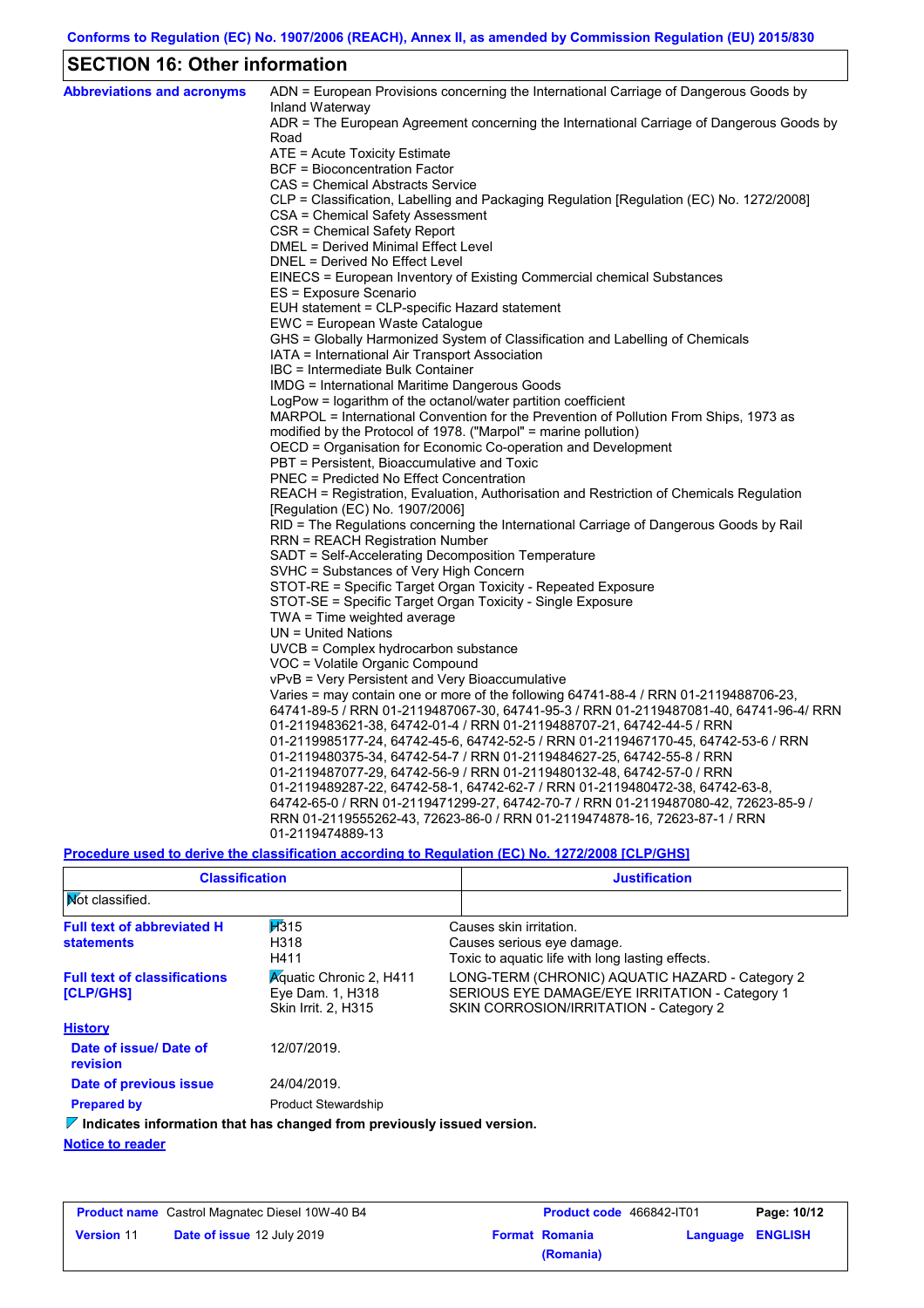Conforms to Regulation (EC) No. 1907/2006 (REACH), Annex II, as amended by Commission Regulation (EU) 2015/830

## SECTION 16: Other information

**Abbreviations and acronyms**

ADN = European Provisions concerning the International Carriage of Dangerous Goods by Inland Waterway
ADR = The European Agreement concerning the International Carriage of Dangerous Goods by Road
ATE = Acute Toxicity Estimate
BCF = Bioconcentration Factor
CAS = Chemical Abstracts Service
CLP = Classification, Labelling and Packaging Regulation [Regulation (EC) No. 1272/2008]
CSA = Chemical Safety Assessment
CSR = Chemical Safety Report
DMEL = Derived Minimal Effect Level
DNEL = Derived No Effect Level
EINECS = European Inventory of Existing Commercial chemical Substances
ES = Exposure Scenario
EUH statement = CLP-specific Hazard statement
EWC = European Waste Catalogue
GHS = Globally Harmonized System of Classification and Labelling of Chemicals
IATA = International Air Transport Association
IBC = Intermediate Bulk Container
IMDG = International Maritime Dangerous Goods
LogPow = logarithm of the octanol/water partition coefficient
MARPOL = International Convention for the Prevention of Pollution From Ships, 1973 as modified by the Protocol of 1978. ("Marpol" = marine pollution)
OECD = Organisation for Economic Co-operation and Development
PBT = Persistent, Bioaccumulative and Toxic
PNEC = Predicted No Effect Concentration
REACH = Registration, Evaluation, Authorisation and Restriction of Chemicals Regulation [Regulation (EC) No. 1907/2006]
RID = The Regulations concerning the International Carriage of Dangerous Goods by Rail
RRN = REACH Registration Number
SADT = Self-Accelerating Decomposition Temperature
SVHC = Substances of Very High Concern
STOT-RE = Specific Target Organ Toxicity - Repeated Exposure
STOT-SE = Specific Target Organ Toxicity - Single Exposure
TWA = Time weighted average
UN = United Nations
UVCB = Complex hydrocarbon substance
VOC = Volatile Organic Compound
vPvB = Very Persistent and Very Bioaccumulative
Varies = may contain one or more of the following 64741-88-4 / RRN 01-2119488706-23, 64741-89-5 / RRN 01-2119487067-30, 64741-95-3 / RRN 01-2119487081-40, 64741-96-4/ RRN 01-2119483621-38, 64742-01-4 / RRN 01-2119488707-21, 64742-44-5 / RRN 01-2119985177-24, 64742-45-6, 64742-52-5 / RRN 01-2119467170-45, 64742-53-6 / RRN 01-2119480375-34, 64742-54-7 / RRN 01-2119484627-25, 64742-55-8 / RRN 01-2119487077-29, 64742-56-9 / RRN 01-2119480132-48, 64742-57-0 / RRN 01-2119489287-22, 64742-58-1, 64742-62-7 / RRN 01-2119480472-38, 64742-63-8, 64742-65-0 / RRN 01-2119471299-27, 64742-70-7 / RRN 01-2119487080-42, 72623-85-9 / RRN 01-2119555262-43, 72623-86-0 / RRN 01-2119474878-16, 72623-87-1 / RRN 01-2119474889-13

**Procedure used to derive the classification according to Regulation (EC) No. 1272/2008 [CLP/GHS]**

| Classification | Justification |
| --- | --- |
| Not classified. | |

**Full text of abbreviated H statements**

| | |
| --- | --- |
| H315 | Causes skin irritation. |
| H318 | Causes serious eye damage. |
| H411 | Toxic to aquatic life with long lasting effects. |

**Full text of classifications [CLP/GHS]**

| | |
| --- | --- |
| Aquatic Chronic 2, H411 | LONG-TERM (CHRONIC) AQUATIC HAZARD - Category 2 |
| Eye Dam. 1, H318 | SERIOUS EYE DAMAGE/EYE IRRITATION - Category 1 |
| Skin Irrit. 2, H315 | SKIN CORROSION/IRRITATION - Category 2 |

**History**

**Date of issue/ Date of revision** 12/07/2019.

**Date of previous issue** 24/04/2019.

**Prepared by** Product Stewardship

**Indicates information that has changed from previously issued version.**

**Notice to reader**

| Product name | Castrol Magnatec Diesel 10W-40 B4 | Product code | 466842-IT01 | Page: 10/12 |
| --- | --- | --- | --- | --- |
| Version 11 | Date of issue 12 July 2019 | Format Romania (Romania) | Language ENGLISH | |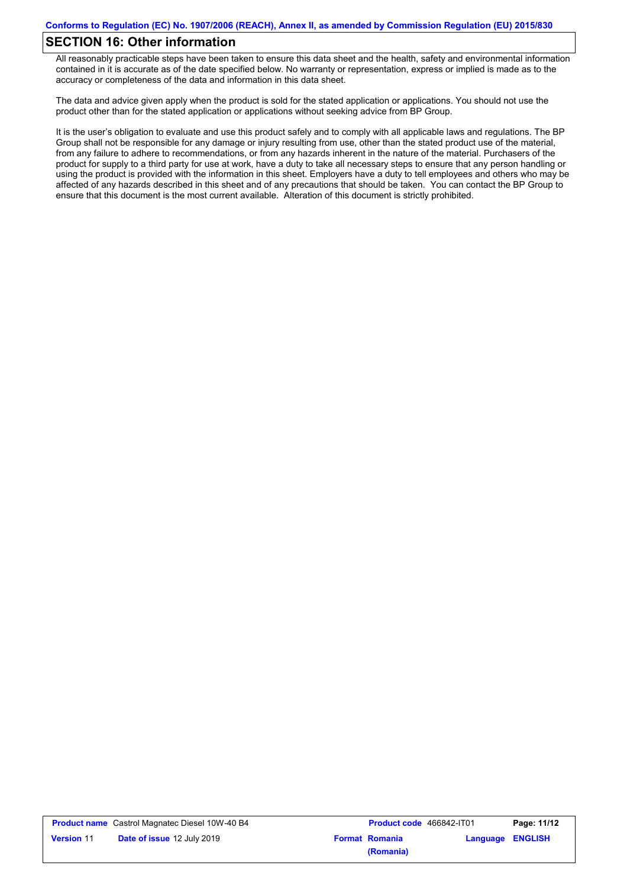## SECTION 16: Other information

All reasonably practicable steps have been taken to ensure this data sheet and the health, safety and environmental information contained in it is accurate as of the date specified below. No warranty or representation, express or implied is made as to the accuracy or completeness of the data and information in this data sheet.

The data and advice given apply when the product is sold for the stated application or applications. You should not use the product other than for the stated application or applications without seeking advice from BP Group.

It is the user's obligation to evaluate and use this product safely and to comply with all applicable laws and regulations. The BP Group shall not be responsible for any damage or injury resulting from use, other than the stated product use of the material, from any failure to adhere to recommendations, or from any hazards inherent in the nature of the material. Purchasers of the product for supply to a third party for use at work, have a duty to take all necessary steps to ensure that any person handling or using the product is provided with the information in this sheet. Employers have a duty to tell employees and others who may be affected of any hazards described in this sheet and of any precautions that should be taken. You can contact the BP Group to ensure that this document is the most current available. Alteration of this document is strictly prohibited.